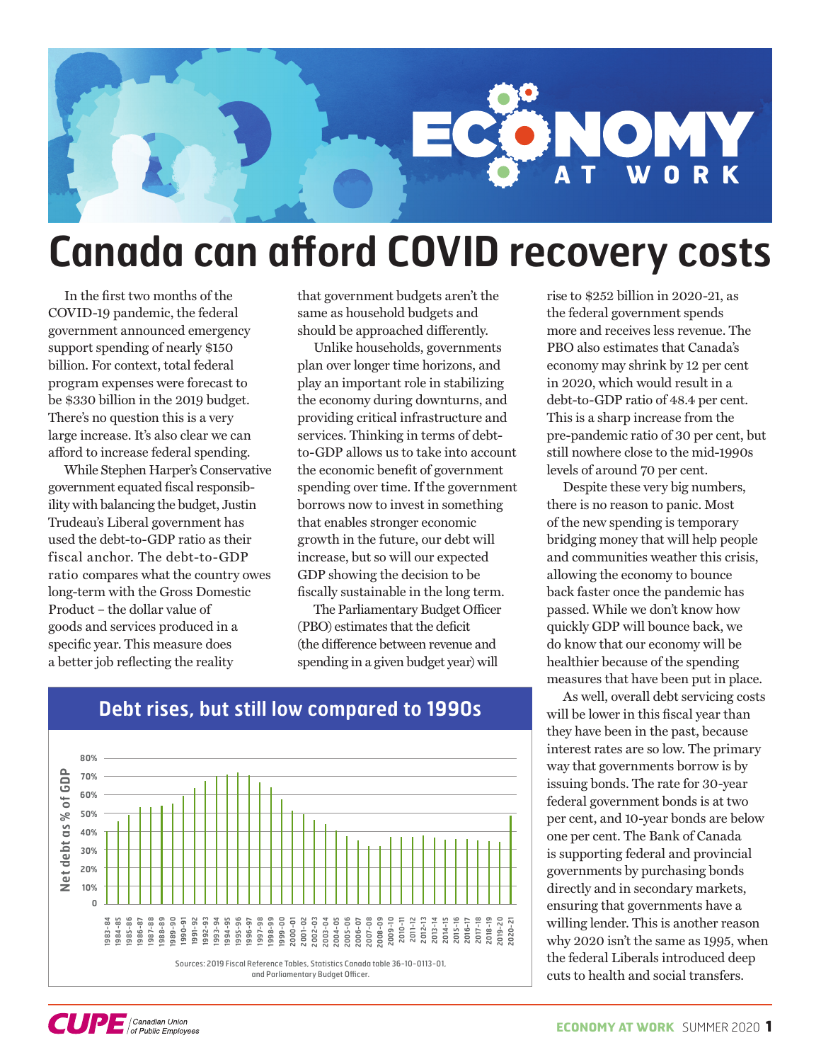# Canada can afford COVID recovery costs

In the first two months of the COVID-19 pandemic, the federal government announced emergency support spending of nearly $150 billion. For context, total federal program expenses were forecast to be $330 billion in the 2019 budget. There's no question this is a very large increase. It's also clear we can afford to increase federal spending.

While Stephen Harper's Conservative government equated fiscal responsibility with balancing the budget, Justin Trudeau's Liberal government has used the debt-to-GDP ratio as their fiscal anchor. The debt-to-GDP ratio compares what the country owes long-term with the Gross Domestic Product – the dollar value of goods and services produced in a specific year. This measure does a better job reflecting the reality that government budgets aren't the same as household budgets and should be approached differently.

Unlike households, governments plan over longer time horizons, and play an important role in stabilizing the economy during downturns, and providing critical infrastructure and services. Thinking in terms of debt-to-GDP allows us to take into account the economic benefit of government spending over time. If the government borrows now to invest in something that enables stronger economic growth in the future, our debt will increase, but so will our expected GDP showing the decision to be fiscally sustainable in the long term.

The Parliamentary Budget Officer (PBO) estimates that the deficit (the difference between revenue and spending in a given budget year) will rise to $252 billion in 2020-21, as the federal government spends more and receives less revenue. The PBO also estimates that Canada's economy may shrink by 12 per cent in 2020, which would result in a debt-to-GDP ratio of 48.4 per cent. This is a sharp increase from the pre-pandemic ratio of 30 per cent, but still nowhere close to the mid-1990s levels of around 70 per cent.

Despite these very big numbers, there is no reason to panic. Most of the new spending is temporary bridging money that will help people and communities weather this crisis, allowing the economy to bounce back faster once the pandemic has passed. While we don't know how quickly GDP will bounce back, we do know that our economy will be healthier because of the spending measures that have been put in place.

As well, overall debt servicing costs will be lower in this fiscal year than they have been in the past, because interest rates are so low. The primary way that governments borrow is by issuing bonds. The rate for 30-year federal government bonds is at two per cent, and 10-year bonds are below one per cent. The Bank of Canada is supporting federal and provincial governments by purchasing bonds directly and in secondary markets, ensuring that governments have a willing lender. This is another reason why 2020 isn't the same as 1995, when the federal Liberals introduced deep cuts to health and social transfers.

## Debt rises, but still low compared to 1990s

Net debt as % of GDP, 1983-84 to 2020-21 (y-axis: 0 to 80%)

Sources: 2019 Fiscal Reference Tables, Statistics Canada table 36-10-0113-01, and Parliamentary Budget Officer.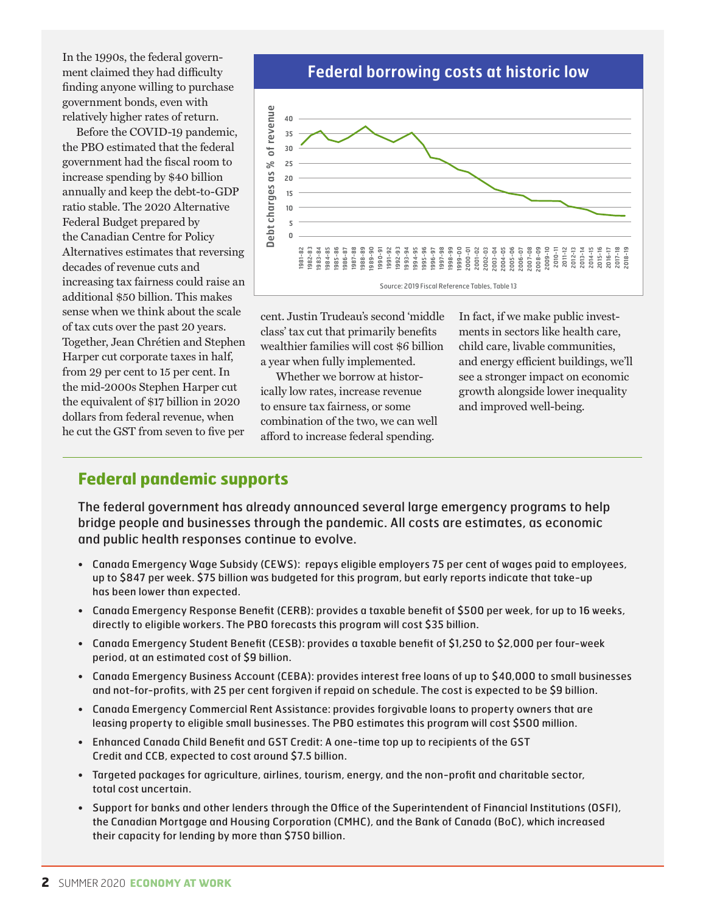In the 1990s, the federal government claimed they had difficulty finding anyone willing to purchase government bonds, even with relatively higher rates of return.

Before the COVID-19 pandemic, the PBO estimated that the federal government had the fiscal room to increase spending by $40 billion annually and keep the debt-to-GDP ratio stable. The 2020 Alternative Federal Budget prepared by the Canadian Centre for Policy Alternatives estimates that reversing decades of revenue cuts and increasing tax fairness could raise an additional $50 billion. This makes sense when we think about the scale of tax cuts over the past 20 years. Together, Jean Chrétien and Stephen Harper cut corporate taxes in half, from 29 per cent to 15 per cent. In the mid-2000s Stephen Harper cut the equivalent of $17 billion in 2020 dollars from federal revenue, when he cut the GST from seven to five per cent. Justin Trudeau's second 'middle class' tax cut that primarily benefits wealthier families will cost $6 billion a year when fully implemented.

Whether we borrow at historically low rates, increase revenue to ensure tax fairness, or some combination of the two, we can well afford to increase federal spending. In fact, if we make public investments in sectors like health care, child care, livable communities, and energy efficient buildings, we'll see a stronger impact on economic growth alongside lower inequality and improved well-being.

**Federal borrowing costs at historic low**

Source: 2019 Fiscal Reference Tables, Table 13

## Federal pandemic supports

The federal government has already announced several large emergency programs to help bridge people and businesses through the pandemic. All costs are estimates, as economic and public health responses continue to evolve.

- Canada Emergency Wage Subsidy (CEWS): repays eligible employers 75 per cent of wages paid to employees, up to $847 per week. $75 billion was budgeted for this program, but early reports indicate that take-up has been lower than expected.
- Canada Emergency Response Benefit (CERB): provides a taxable benefit of $500 per week, for up to 16 weeks, directly to eligible workers. The PBO forecasts this program will cost $35 billion.
- Canada Emergency Student Benefit (CESB): provides a taxable benefit of $1,250 to $2,000 per four-week period, at an estimated cost of $9 billion.
- Canada Emergency Business Account (CEBA): provides interest free loans of up to $40,000 to small businesses and not-for-profits, with 25 per cent forgiven if repaid on schedule. The cost is expected to be $9 billion.
- Canada Emergency Commercial Rent Assistance: provides forgivable loans to property owners that are leasing property to eligible small businesses. The PBO estimates this program will cost $500 million.
- Enhanced Canada Child Benefit and GST Credit: A one-time top up to recipients of the GST Credit and CCB, expected to cost around $7.5 billion.
- Targeted packages for agriculture, airlines, tourism, energy, and the non-profit and charitable sector, total cost uncertain.
- Support for banks and other lenders through the Office of the Superintendent of Financial Institutions (OSFI), the Canadian Mortgage and Housing Corporation (CMHC), and the Bank of Canada (BoC), which increased their capacity for lending by more than $750 billion.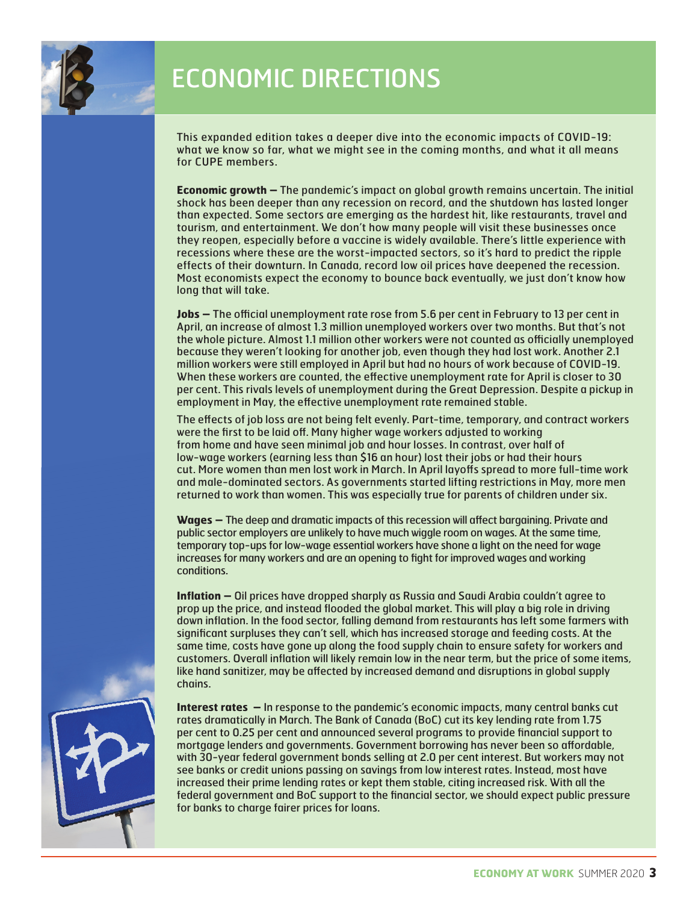# ECONOMIC DIRECTIONS

This expanded edition takes a deeper dive into the economic impacts of COVID-19: what we know so far, what we might see in the coming months, and what it all means for CUPE members.

**Economic growth** – The pandemic's impact on global growth remains uncertain. The initial shock has been deeper than any recession on record, and the shutdown has lasted longer than expected. Some sectors are emerging as the hardest hit, like restaurants, travel and tourism, and entertainment. We don't how many people will visit these businesses once they reopen, especially before a vaccine is widely available. There's little experience with recessions where these are the worst-impacted sectors, so it's hard to predict the ripple effects of their downturn. In Canada, record low oil prices have deepened the recession. Most economists expect the economy to bounce back eventually, we just don't know how long that will take.

**Jobs** – The official unemployment rate rose from 5.6 per cent in February to 13 per cent in April, an increase of almost 1.3 million unemployed workers over two months. But that's not the whole picture. Almost 1.1 million other workers were not counted as officially unemployed because they weren't looking for another job, even though they had lost work. Another 2.1 million workers were still employed in April but had no hours of work because of COVID-19. When these workers are counted, the effective unemployment rate for April is closer to 30 per cent. This rivals levels of unemployment during the Great Depression. Despite a pickup in employment in May, the effective unemployment rate remained stable.

The effects of job loss are not being felt evenly. Part-time, temporary, and contract workers were the first to be laid off. Many higher wage workers adjusted to working from home and have seen minimal job and hour losses. In contrast, over half of low-wage workers (earning less than $16 an hour) lost their jobs or had their hours cut. More women than men lost work in March. In April layoffs spread to more full-time work and male-dominated sectors. As governments started lifting restrictions in May, more men returned to work than women. This was especially true for parents of children under six.

**Wages** – The deep and dramatic impacts of this recession will affect bargaining. Private and public sector employers are unlikely to have much wiggle room on wages. At the same time, temporary top-ups for low-wage essential workers have shone a light on the need for wage increases for many workers and are an opening to fight for improved wages and working conditions.

**Inflation** – Oil prices have dropped sharply as Russia and Saudi Arabia couldn't agree to prop up the price, and instead flooded the global market. This will play a big role in driving down inflation. In the food sector, falling demand from restaurants has left some farmers with significant surpluses they can't sell, which has increased storage and feeding costs. At the same time, costs have gone up along the food supply chain to ensure safety for workers and customers. Overall inflation will likely remain low in the near term, but the price of some items, like hand sanitizer, may be affected by increased demand and disruptions in global supply chains.

**Interest rates** – In response to the pandemic's economic impacts, many central banks cut rates dramatically in March. The Bank of Canada (BoC) cut its key lending rate from 1.75 per cent to 0.25 per cent and announced several programs to provide financial support to mortgage lenders and governments. Government borrowing has never been so affordable, with 30-year federal government bonds selling at 2.0 per cent interest. But workers may not see banks or credit unions passing on savings from low interest rates. Instead, most have increased their prime lending rates or kept them stable, citing increased risk. With all the federal government and BoC support to the financial sector, we should expect public pressure for banks to charge fairer prices for loans.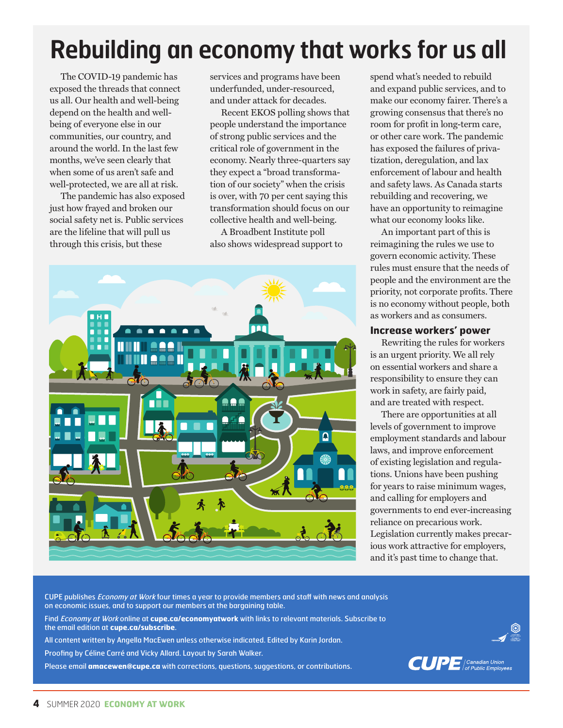# Rebuilding an economy that works for us all

The COVID-19 pandemic has exposed the threads that connect us all. Our health and well-being depend on the health and well-being of everyone else in our communities, our country, and around the world. In the last few months, we've seen clearly that when some of us aren't safe and well-protected, we are all at risk.

The pandemic has also exposed just how frayed and broken our social safety net is. Public services are the lifeline that will pull us through this crisis, but these services and programs have been underfunded, under-resourced, and under attack for decades.

Recent EKOS polling shows that people understand the importance of strong public services and the critical role of government in the economy. Nearly three-quarters say they expect a "broad transformation of our society" when the crisis is over, with 70 per cent saying this transformation should focus on our collective health and well-being.

A Broadbent Institute poll also shows widespread support to spend what's needed to rebuild and expand public services, and to make our economy fairer. There's a growing consensus that there's no room for profit in long-term care, or other care work. The pandemic has exposed the failures of privatization, deregulation, and lax enforcement of labour and health and safety laws. As Canada starts rebuilding and recovering, we have an opportunity to reimagine what our economy looks like.

An important part of this is reimagining the rules we use to govern economic activity. These rules must ensure that the needs of people and the environment are the priority, not corporate profits. There is no economy without people, both as workers and as consumers.

### Increase workers' power

Rewriting the rules for workers is an urgent priority. We all rely on essential workers and share a responsibility to ensure they can work in safety, are fairly paid, and are treated with respect.

There are opportunities at all levels of government to improve employment standards and labour laws, and improve enforcement of existing legislation and regulations. Unions have been pushing for years to raise minimum wages, and calling for employers and governments to end ever-increasing reliance on precarious work. Legislation currently makes precarious work attractive for employers, and it's past time to change that.

---

CUPE publishes *Economy at Work* four times a year to provide members and staff with news and analysis on economic issues, and to support our members at the bargaining table.

Find *Economy at Work* online at **cupe.ca/economyatwork** with links to relevant materials. Subscribe to the email edition at **cupe.ca/subscribe**.

All content written by Angella MacEwen unless otherwise indicated. Edited by Karin Jordan.

Proofing by Céline Carré and Vicky Allard. Layout by Sarah Walker.

Please email **amacewen@cupe.ca** with corrections, questions, suggestions, or contributions.

CUPE | Canadian Union of Public Employees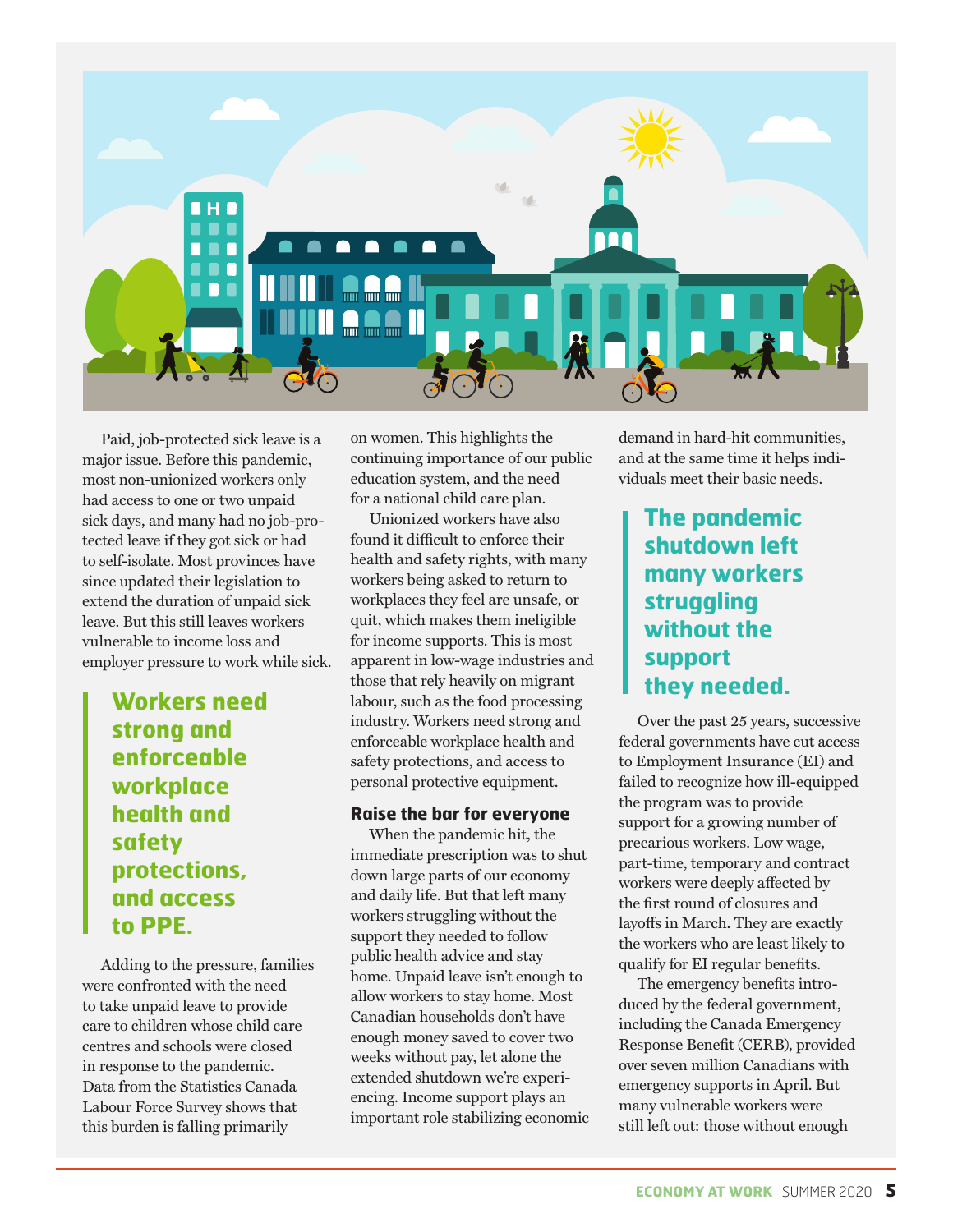Paid, job-protected sick leave is a major issue. Before this pandemic, most non-unionized workers only had access to one or two unpaid sick days, and many had no job-protected leave if they got sick or had to self-isolate. Most provinces have since updated their legislation to extend the duration of unpaid sick leave. But this still leaves workers vulnerable to income loss and employer pressure to work while sick.

> **Workers need strong and enforceable workplace health and safety protections, and access to PPE.**

Adding to the pressure, families were confronted with the need to take unpaid leave to provide care to children whose child care centres and schools were closed in response to the pandemic. Data from the Statistics Canada Labour Force Survey shows that this burden is falling primarily on women. This highlights the continuing importance of our public education system, and the need for a national child care plan.

Unionized workers have also found it difficult to enforce their health and safety rights, with many workers being asked to return to workplaces they feel are unsafe, or quit, which makes them ineligible for income supports. This is most apparent in low-wage industries and those that rely heavily on migrant labour, such as the food processing industry. Workers need strong and enforceable workplace health and safety protections, and access to personal protective equipment.

### Raise the bar for everyone

When the pandemic hit, the immediate prescription was to shut down large parts of our economy and daily life. But that left many workers struggling without the support they needed to follow public health advice and stay home. Unpaid leave isn't enough to allow workers to stay home. Most Canadian households don't have enough money saved to cover two weeks without pay, let alone the extended shutdown we're experiencing. Income support plays an important role stabilizing economic demand in hard-hit communities, and at the same time it helps individuals meet their basic needs.

> **The pandemic shutdown left many workers struggling without the support they needed.**

Over the past 25 years, successive federal governments have cut access to Employment Insurance (EI) and failed to recognize how ill-equipped the program was to provide support for a growing number of precarious workers. Low wage, part-time, temporary and contract workers were deeply affected by the first round of closures and layoffs in March. They are exactly the workers who are least likely to qualify for EI regular benefits.

The emergency benefits introduced by the federal government, including the Canada Emergency Response Benefit (CERB), provided over seven million Canadians with emergency supports in April. But many vulnerable workers were still left out: those without enough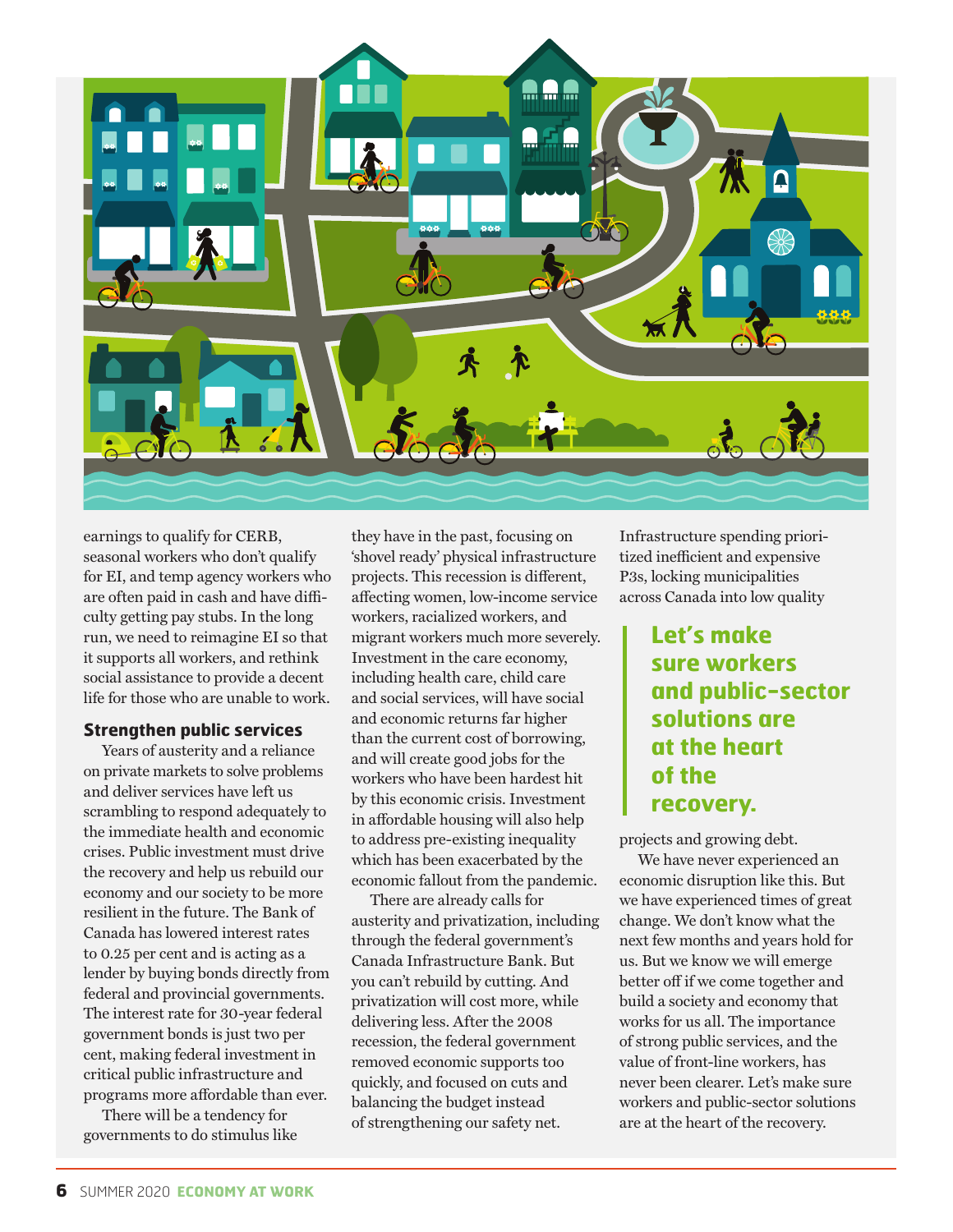earnings to qualify for CERB, seasonal workers who don't qualify for EI, and temp agency workers who are often paid in cash and have difficulty getting pay stubs. In the long run, we need to reimagine EI so that it supports all workers, and rethink social assistance to provide a decent life for those who are unable to work.

### Strengthen public services

Years of austerity and a reliance on private markets to solve problems and deliver services have left us scrambling to respond adequately to the immediate health and economic crises. Public investment must drive the recovery and help us rebuild our economy and our society to be more resilient in the future. The Bank of Canada has lowered interest rates to 0.25 per cent and is acting as a lender by buying bonds directly from federal and provincial governments. The interest rate for 30-year federal government bonds is just two per cent, making federal investment in critical public infrastructure and programs more affordable than ever.

There will be a tendency for governments to do stimulus like they have in the past, focusing on 'shovel ready' physical infrastructure projects. This recession is different, affecting women, low-income service workers, racialized workers, and migrant workers much more severely. Investment in the care economy, including health care, child care and social services, will have social and economic returns far higher than the current cost of borrowing, and will create good jobs for the workers who have been hardest hit by this economic crisis. Investment in affordable housing will also help to address pre-existing inequality which has been exacerbated by the economic fallout from the pandemic.

There are already calls for austerity and privatization, including through the federal government's Canada Infrastructure Bank. But you can't rebuild by cutting. And privatization will cost more, while delivering less. After the 2008 recession, the federal government removed economic supports too quickly, and focused on cuts and balancing the budget instead of strengthening our safety net. Infrastructure spending prioritized inefficient and expensive P3s, locking municipalities across Canada into low quality projects and growing debt.

> **Let's make sure workers and public-sector solutions are at the heart of the recovery.**

We have never experienced an economic disruption like this. But we have experienced times of great change. We don't know what the next few months and years hold for us. But we know we will emerge better off if we come together and build a society and economy that works for us all. The importance of strong public services, and the value of front-line workers, has never been clearer. Let's make sure workers and public-sector solutions are at the heart of the recovery.